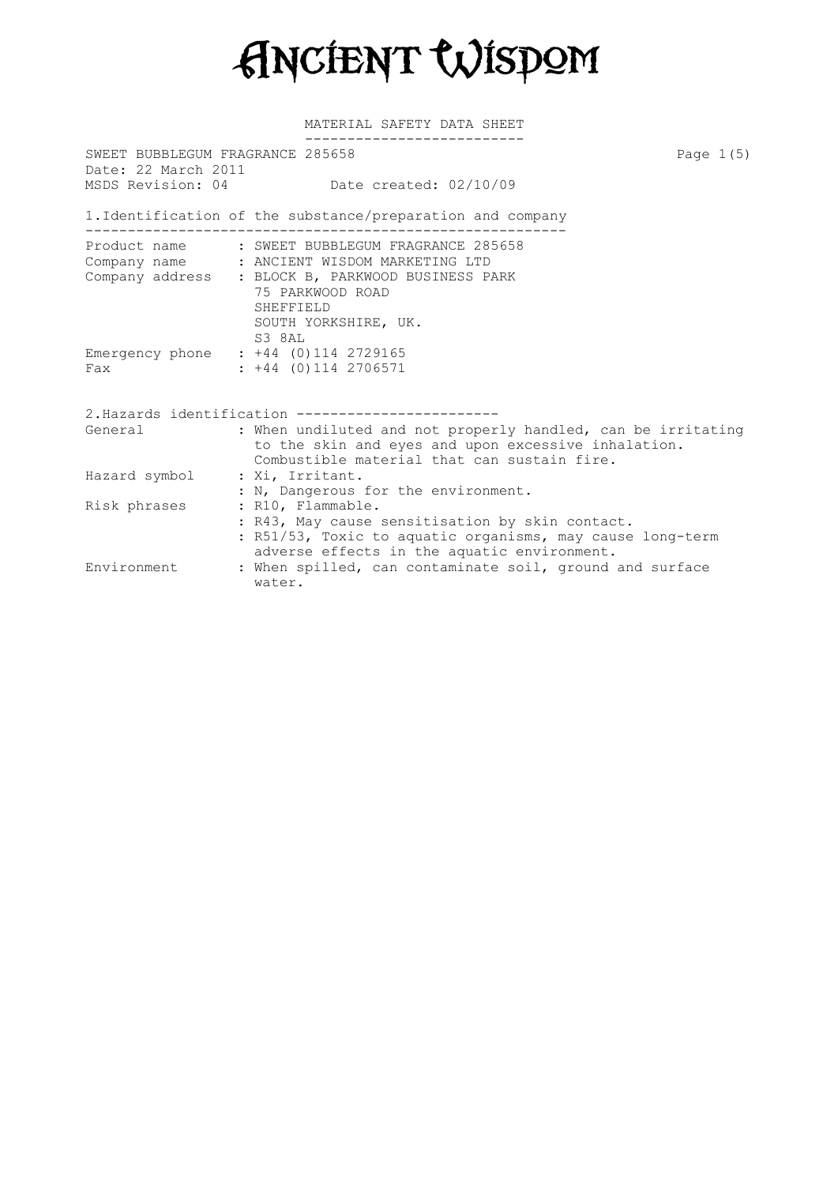# ANCIENT WISDOM

## MATERIAL SAFETY DATA SHEET

SWEET BUBBLEGUM FRAGRANCE 285658
Date: 22 March 2011
MSDS Revision: 04 Date created: 02/10/09

## 1.Identification of the substance/preparation and company

| | |
|---|---|
| Product name | : SWEET BUBBLEGUM FRAGRANCE 285658 |
| Company name | : ANCIENT WISDOM MARKETING LTD |
| Company address | : BLOCK B, PARKWOOD BUSINESS PARK<br>75 PARKWOOD ROAD<br>SHEFFIELD<br>SOUTH YORKSHIRE, UK.<br>S3 8AL |
| Emergency phone | : +44 (0)114 2729165 |
| Fax | : +44 (0)114 2706571 |

## 2.Hazards identification

| | |
|---|---|
| General | : When undiluted and not properly handled, can be irritating to the skin and eyes and upon excessive inhalation. Combustible material that can sustain fire. |
| Hazard symbol | : Xi, Irritant. |
| | : N, Dangerous for the environment. |
| Risk phrases | : R10, Flammable. |
| | : R43, May cause sensitisation by skin contact. |
| | : R51/53, Toxic to aquatic organisms, may cause long-term adverse effects in the aquatic environment. |
| Environment | : When spilled, can contaminate soil, ground and surface water. |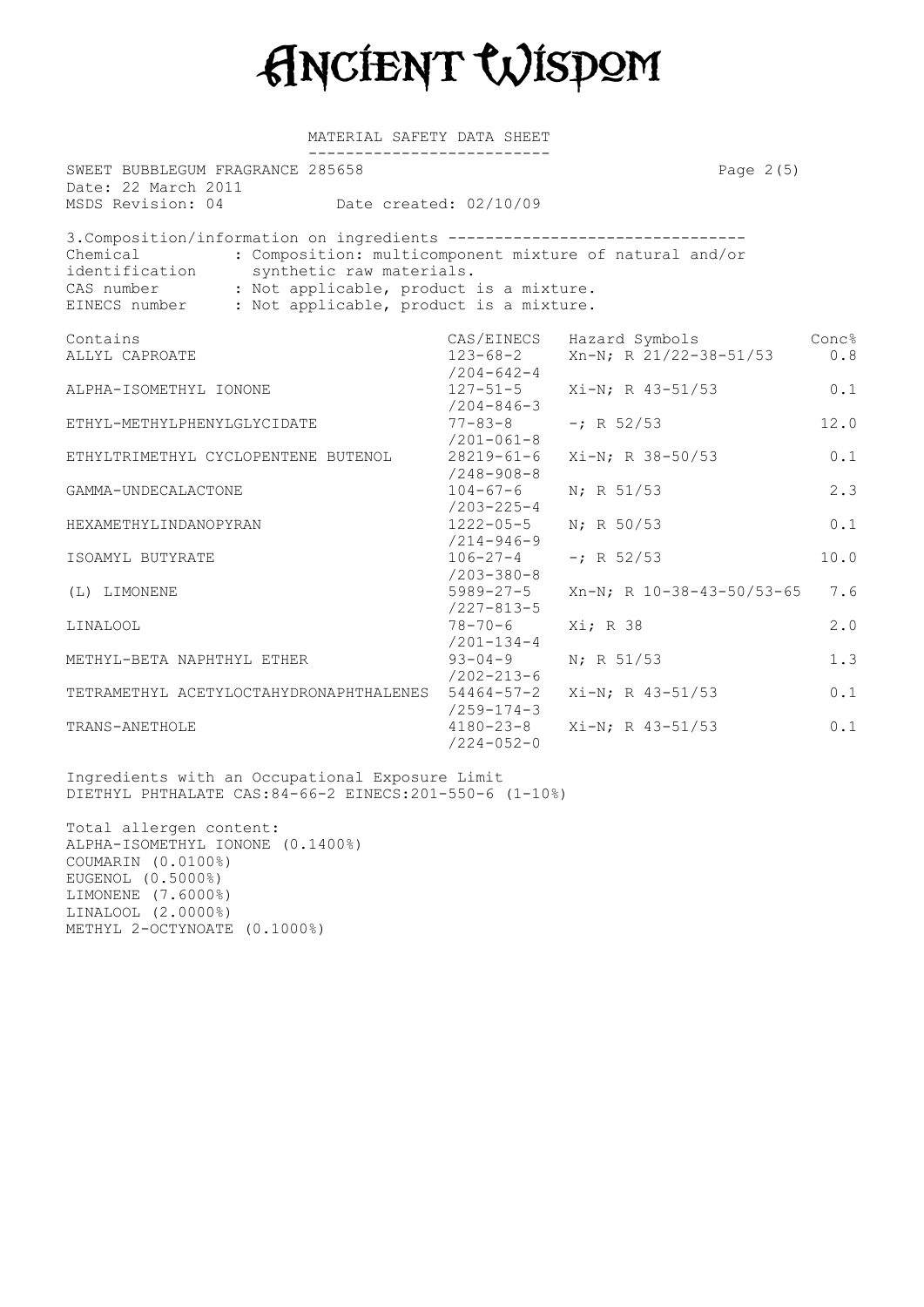# ANCIENT WISDOM

MATERIAL SAFETY DATA SHEET

SWEET BUBBLEGUM FRAGRANCE 285658
Date: 22 March 2011
MSDS Revision: 04 Date created: 02/10/09

## 3.Composition/information on ingredients

Chemical identification : Composition: multicomponent mixture of natural and/or synthetic raw materials.
CAS number : Not applicable, product is a mixture.
EINECS number : Not applicable, product is a mixture.

| Contains | CAS/EINECS | Hazard Symbols | Conc% |
|---|---|---|---|
| ALLYL CAPROATE | 123-68-2 /204-642-4 | Xn-N; R 21/22-38-51/53 | 0.8 |
| ALPHA-ISOMETHYL IONONE | 127-51-5 /204-846-3 | Xi-N; R 43-51/53 | 0.1 |
| ETHYL-METHYLPHENYLGLYCIDATE | 77-83-8 /201-061-8 | -; R 52/53 | 12.0 |
| ETHYLTRIMETHYL CYCLOPENTENE BUTENOL | 28219-61-6 /248-908-8 | Xi-N; R 38-50/53 | 0.1 |
| GAMMA-UNDECALACTONE | 104-67-6 /203-225-4 | N; R 51/53 | 2.3 |
| HEXAMETHYLINDANOPYRAN | 1222-05-5 /214-946-9 | N; R 50/53 | 0.1 |
| ISOAMYL BUTYRATE | 106-27-4 /203-380-8 | -; R 52/53 | 10.0 |
| (L) LIMONENE | 5989-27-5 /227-813-5 | Xn-N; R 10-38-43-50/53-65 | 7.6 |
| LINALOOL | 78-70-6 /201-134-4 | Xi; R 38 | 2.0 |
| METHYL-BETA NAPHTHYL ETHER | 93-04-9 /202-213-6 | N; R 51/53 | 1.3 |
| TETRAMETHYL ACETYLOCTAHYDRONAPHTHALENES | 54464-57-2 /259-174-3 | Xi-N; R 43-51/53 | 0.1 |
| TRANS-ANETHOLE | 4180-23-8 /224-052-0 | Xi-N; R 43-51/53 | 0.1 |

Ingredients with an Occupational Exposure Limit
DIETHYL PHTHALATE CAS:84-66-2 EINECS:201-550-6 (1-10%)

Total allergen content:
ALPHA-ISOMETHYL IONONE (0.1400%)
COUMARIN (0.0100%)
EUGENOL (0.5000%)
LIMONENE (7.6000%)
LINALOOL (2.0000%)
METHYL 2-OCTYNOATE (0.1000%)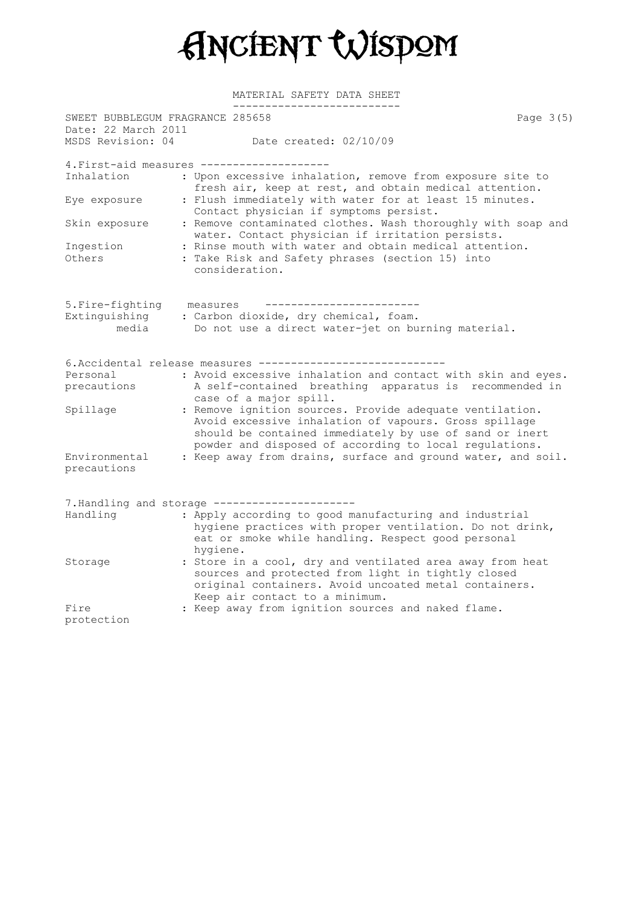# Ancient Wisdom

MATERIAL SAFETY DATA SHEET

SWEET BUBBLEGUM FRAGRANCE 285658
Date: 22 March 2011
MSDS Revision: 04 Date created: 02/10/09

## 4. First-aid measures

| | |
|---|---|
| Inhalation | : Upon excessive inhalation, remove from exposure site to fresh air, keep at rest, and obtain medical attention. |
| Eye exposure | : Flush immediately with water for at least 15 minutes. Contact physician if symptoms persist. |
| Skin exposure | : Remove contaminated clothes. Wash thoroughly with soap and water. Contact physician if irritation persists. |
| Ingestion | : Rinse mouth with water and obtain medical attention. |
| Others | : Take Risk and Safety phrases (section 15) into consideration. |

## 5. Fire-fighting measures

| | |
|---|---|
| Extinguishing media | : Carbon dioxide, dry chemical, foam. Do not use a direct water-jet on burning material. |

## 6. Accidental release measures

| | |
|---|---|
| Personal precautions | : Avoid excessive inhalation and contact with skin and eyes. A self-contained breathing apparatus is recommended in case of a major spill. |
| Spillage | : Remove ignition sources. Provide adequate ventilation. Avoid excessive inhalation of vapours. Gross spillage should be contained immediately by use of sand or inert powder and disposed of according to local regulations. |
| Environmental precautions | : Keep away from drains, surface and ground water, and soil. |

## 7. Handling and storage

| | |
|---|---|
| Handling | : Apply according to good manufacturing and industrial hygiene practices with proper ventilation. Do not drink, eat or smoke while handling. Respect good personal hygiene. |
| Storage | : Store in a cool, dry and ventilated area away from heat sources and protected from light in tightly closed original containers. Avoid uncoated metal containers. Keep air contact to a minimum. |
| Fire protection | : Keep away from ignition sources and naked flame. |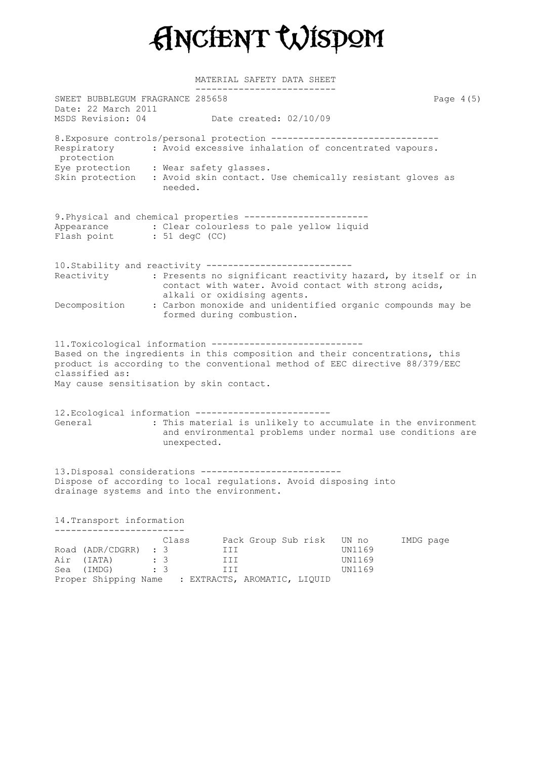# Ancient Wisdom

MATERIAL SAFETY DATA SHEET

SWEET BUBBLEGUM FRAGRANCE 285658
Date: 22 March 2011
MSDS Revision: 04 Date created: 02/10/09

## 8.Exposure controls/personal protection

Respiratory protection : Avoid excessive inhalation of concentrated vapours.
Eye protection : Wear safety glasses.
Skin protection : Avoid skin contact. Use chemically resistant gloves as needed.

## 9.Physical and chemical properties

Appearance : Clear colourless to pale yellow liquid
Flash point : 51 degC (CC)

## 10.Stability and reactivity

Reactivity : Presents no significant reactivity hazard, by itself or in contact with water. Avoid contact with strong acids, alkali or oxidising agents.
Decomposition : Carbon monoxide and unidentified organic compounds may be formed during combustion.

## 11.Toxicological information

Based on the ingredients in this composition and their concentrations, this product is according to the conventional method of EEC directive 88/379/EEC classified as:
May cause sensitisation by skin contact.

## 12.Ecological information

General : This material is unlikely to accumulate in the environment and environmental problems under normal use conditions are unexpected.

## 13.Disposal considerations

Dispose of according to local regulations. Avoid disposing into drainage systems and into the environment.

## 14.Transport information

| | Class | Pack Group | Sub risk | UN no | IMDG page |
|---|---|---|---|---|---|
| Road (ADR/CDGRR) | 3 | III | | UN1169 | |
| Air (IATA) | 3 | III | | UN1169 | |
| Sea (IMDG) | 3 | III | | UN1169 | |

Proper Shipping Name : EXTRACTS, AROMATIC, LIQUID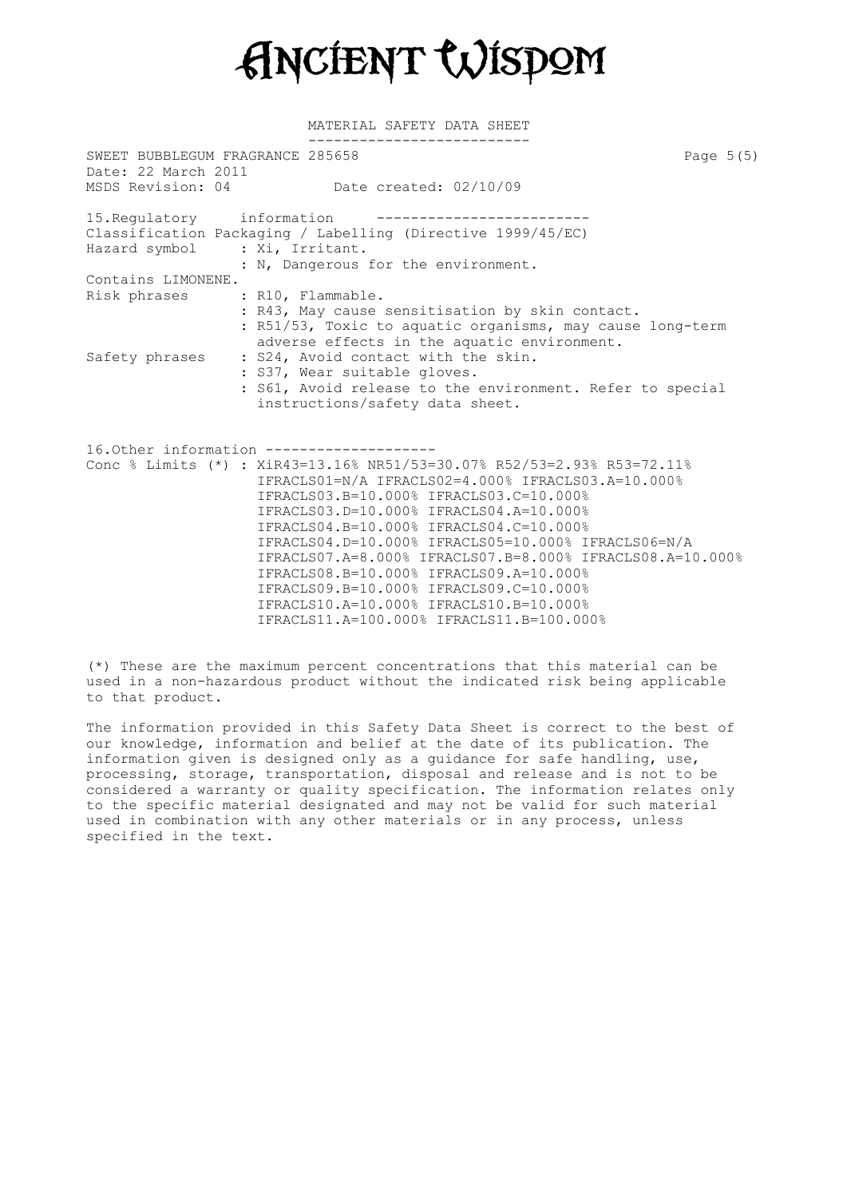# Ancient Wisdom

MATERIAL SAFETY DATA SHEET

SWEET BUBBLEGUM FRAGRANCE 285658

Date: 22 March 2011

MSDS Revision: 04 Date created: 02/10/09

## 15. Regulatory information

Classification Packaging / Labelling (Directive 1999/45/EC)

| | |
|---|---|
| Hazard symbol | : Xi, Irritant. |
| | : N, Dangerous for the environment. |
| Contains LIMONENE. | |
| Risk phrases | : R10, Flammable. |
| | : R43, May cause sensitisation by skin contact. |
| | : R51/53, Toxic to aquatic organisms, may cause long-term adverse effects in the aquatic environment. |
| Safety phrases | : S24, Avoid contact with the skin. |
| | : S37, Wear suitable gloves. |
| | : S61, Avoid release to the environment. Refer to special instructions/safety data sheet. |

## 16. Other information

Conc % Limits (*) : XiR43=13.16% NR51/53=30.07% R52/53=2.93% R53=72.11%
IFRACLS01=N/A IFRACLS02=4.000% IFRACLS03.A=10.000%
IFRACLS03.B=10.000% IFRACLS03.C=10.000%
IFRACLS03.D=10.000% IFRACLS04.A=10.000%
IFRACLS04.B=10.000% IFRACLS04.C=10.000%
IFRACLS04.D=10.000% IFRACLS05=10.000% IFRACLS06=N/A
IFRACLS07.A=8.000% IFRACLS07.B=8.000% IFRACLS08.A=10.000%
IFRACLS08.B=10.000% IFRACLS09.A=10.000%
IFRACLS09.B=10.000% IFRACLS09.C=10.000%
IFRACLS10.A=10.000% IFRACLS10.B=10.000%
IFRACLS11.A=100.000% IFRACLS11.B=100.000%

(*) These are the maximum percent concentrations that this material can be used in a non-hazardous product without the indicated risk being applicable to that product.

The information provided in this Safety Data Sheet is correct to the best of our knowledge, information and belief at the date of its publication. The information given is designed only as a guidance for safe handling, use, processing, storage, transportation, disposal and release and is not to be considered a warranty or quality specification. The information relates only to the specific material designated and may not be valid for such material used in combination with any other materials or in any process, unless specified in the text.